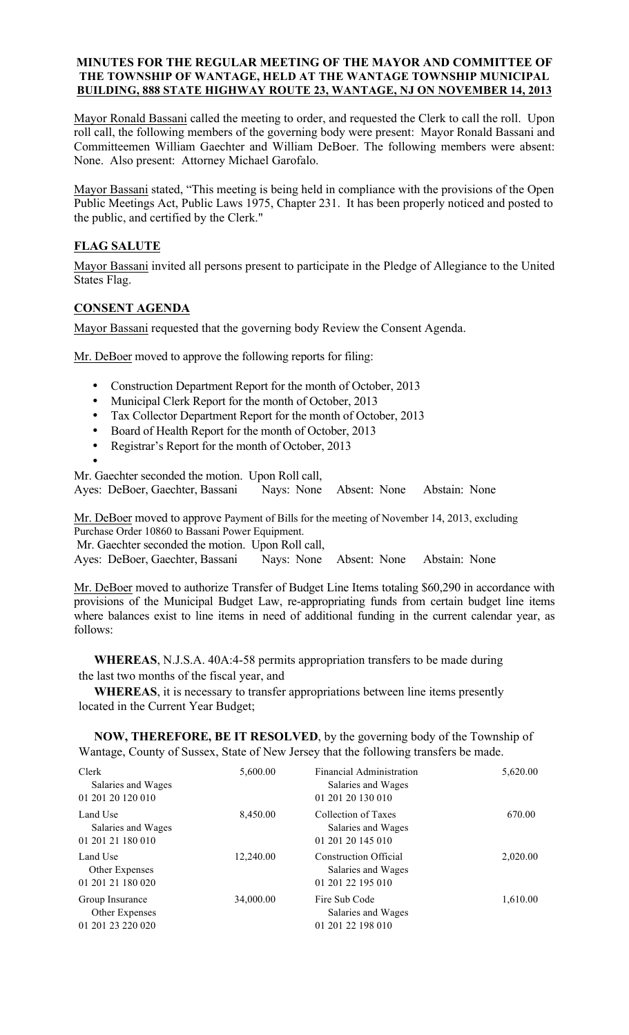**MINUTES FOR THE REGULAR MEETING OF THE MAYOR AND COMMITTEE OF THE TOWNSHIP OF WANTAGE, HELD AT THE WANTAGE TOWNSHIP MUNICIPAL BUILDING, 888 STATE HIGHWAY ROUTE 23, WANTAGE, NJ ON NOVEMBER 14, 2013**

Mayor Ronald Bassani called the meeting to order, and requested the Clerk to call the roll. Upon roll call, the following members of the governing body were present: Mayor Ronald Bassani and Committeemen William Gaechter and William DeBoer. The following members were absent: None. Also present: Attorney Michael Garofalo.

Mayor Bassani stated, "This meeting is being held in compliance with the provisions of the Open Public Meetings Act, Public Laws 1975, Chapter 231. It has been properly noticed and posted to the public, and certified by the Clerk."

## FLAG SALUTE

Mayor Bassani invited all persons present to participate in the Pledge of Allegiance to the United States Flag.

## CONSENT AGENDA

Mayor Bassani requested that the governing body Review the Consent Agenda.

Mr. DeBoer moved to approve the following reports for filing:

- Construction Department Report for the month of October, 2013
- Municipal Clerk Report for the month of October, 2013
- Tax Collector Department Report for the month of October, 2013
- Board of Health Report for the month of October, 2013
- Registrar's Report for the month of October, 2013

Mr. Gaechter seconded the motion. Upon Roll call,
Ayes: DeBoer, Gaechter, Bassani Nays: None Absent: None Abstain: None

Mr. DeBoer moved to approve Payment of Bills for the meeting of November 14, 2013, excluding Purchase Order 10860 to Bassani Power Equipment.
Mr. Gaechter seconded the motion. Upon Roll call,
Ayes: DeBoer, Gaechter, Bassani Nays: None Absent: None Abstain: None

Mr. DeBoer moved to authorize Transfer of Budget Line Items totaling $60,290 in accordance with provisions of the Municipal Budget Law, re-appropriating funds from certain budget line items where balances exist to line items in need of additional funding in the current calendar year, as follows:

**WHEREAS**, N.J.S.A. 40A:4-58 permits appropriation transfers to be made during the last two months of the fiscal year, and

**WHEREAS**, it is necessary to transfer appropriations between line items presently located in the Current Year Budget;

**NOW, THEREFORE, BE IT RESOLVED**, by the governing body of the Township of Wantage, County of Sussex, State of New Jersey that the following transfers be made.

| | | | |
|---|---|---|---|
| Clerk<br>Salaries and Wages<br>01 201 20 120 010 | 5,600.00 | Financial Administration<br>Salaries and Wages<br>01 201 20 130 010 | 5,620.00 |
| Land Use<br>Salaries and Wages<br>01 201 21 180 010 | 8,450.00 | Collection of Taxes<br>Salaries and Wages<br>01 201 20 145 010 | 670.00 |
| Land Use<br>Other Expenses<br>01 201 21 180 020 | 12,240.00 | Construction Official<br>Salaries and Wages<br>01 201 22 195 010 | 2,020.00 |
| Group Insurance<br>Other Expenses<br>01 201 23 220 020 | 34,000.00 | Fire Sub Code<br>Salaries and Wages<br>01 201 22 198 010 | 1,610.00 |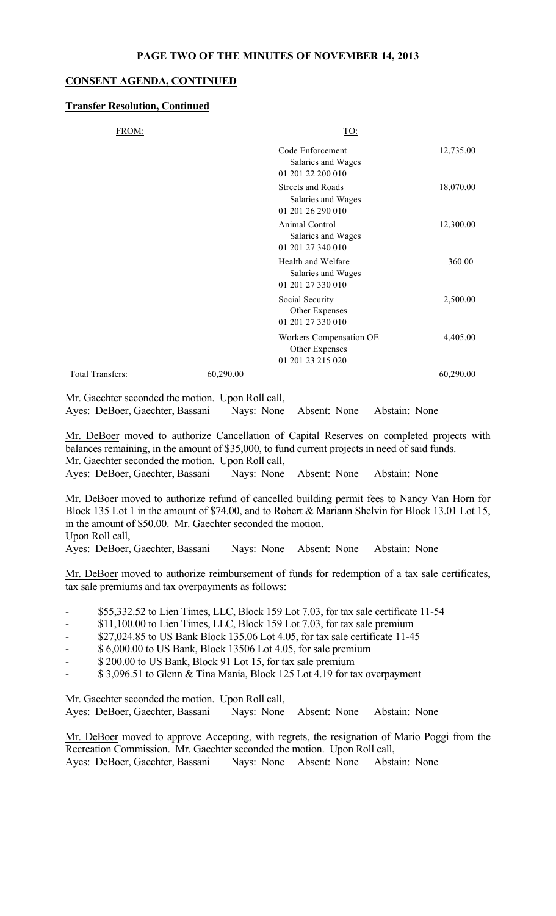**PAGE TWO OF THE MINUTES OF NOVEMBER 14, 2013**

**CONSENT AGENDA, CONTINUED**

**Transfer Resolution, Continued**

| FROM: | | TO: | |
|---|---|---|---|
| | | Code Enforcement<br>Salaries and Wages<br>01 201 22 200 010 | 12,735.00 |
| | | Streets and Roads<br>Salaries and Wages<br>01 201 26 290 010 | 18,070.00 |
| | | Animal Control<br>Salaries and Wages<br>01 201 27 340 010 | 12,300.00 |
| | | Health and Welfare<br>Salaries and Wages<br>01 201 27 330 010 | 360.00 |
| | | Social Security<br>Other Expenses<br>01 201 27 330 010 | 2,500.00 |
| | | Workers Compensation OE<br>Other Expenses<br>01 201 23 215 020 | 4,405.00 |
| Total Transfers: | 60,290.00 | | 60,290.00 |

Mr. Gaechter seconded the motion. Upon Roll call,
Ayes: DeBoer, Gaechter, Bassani Nays: None Absent: None Abstain: None

Mr. DeBoer moved to authorize Cancellation of Capital Reserves on completed projects with balances remaining, in the amount of $35,000, to fund current projects in need of said funds.
Mr. Gaechter seconded the motion. Upon Roll call,
Ayes: DeBoer, Gaechter, Bassani Nays: None Absent: None Abstain: None

Mr. DeBoer moved to authorize refund of cancelled building permit fees to Nancy Van Horn for Block 135 Lot 1 in the amount of $74.00, and to Robert & Mariann Shelvin for Block 13.01 Lot 15, in the amount of $50.00. Mr. Gaechter seconded the motion.
Upon Roll call,
Ayes: DeBoer, Gaechter, Bassani Nays: None Absent: None Abstain: None

Mr. DeBoer moved to authorize reimbursement of funds for redemption of a tax sale certificates, tax sale premiums and tax overpayments as follows:

- $55,332.52 to Lien Times, LLC, Block 159 Lot 7.03, for tax sale certificate 11-54
- $11,100.00 to Lien Times, LLC, Block 159 Lot 7.03, for tax sale premium
- $27,024.85 to US Bank Block 135.06 Lot 4.05, for tax sale certificate 11-45
- $ 6,000.00 to US Bank, Block 13506 Lot 4.05, for sale premium
- $ 200.00 to US Bank, Block 91 Lot 15, for tax sale premium
- $ 3,096.51 to Glenn & Tina Mania, Block 125 Lot 4.19 for tax overpayment

Mr. Gaechter seconded the motion. Upon Roll call,
Ayes: DeBoer, Gaechter, Bassani Nays: None Absent: None Abstain: None

Mr. DeBoer moved to approve Accepting, with regrets, the resignation of Mario Poggi from the Recreation Commission. Mr. Gaechter seconded the motion. Upon Roll call,
Ayes: DeBoer, Gaechter, Bassani Nays: None Absent: None Abstain: None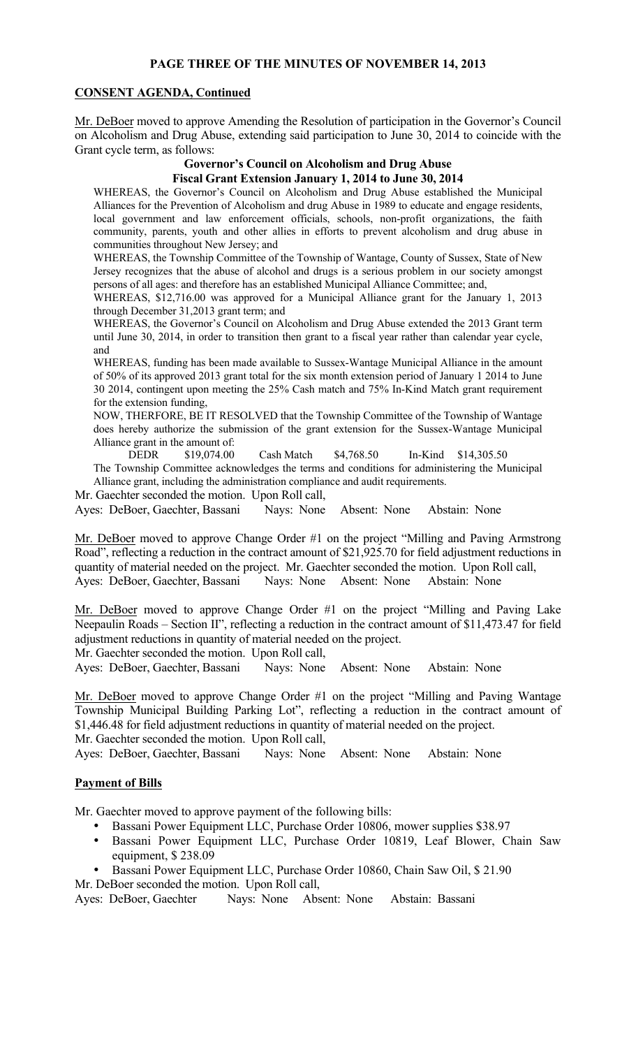**PAGE THREE OF THE MINUTES OF NOVEMBER 14, 2013**

**CONSENT AGENDA, Continued**

Mr. DeBoer moved to approve Amending the Resolution of participation in the Governor's Council on Alcoholism and Drug Abuse, extending said participation to June 30, 2014 to coincide with the Grant cycle term, as follows:

**Governor's Council on Alcoholism and Drug Abuse**
**Fiscal Grant Extension January 1, 2014 to June 30, 2014**

WHEREAS, the Governor's Council on Alcoholism and Drug Abuse established the Municipal Alliances for the Prevention of Alcoholism and drug Abuse in 1989 to educate and engage residents, local government and law enforcement officials, schools, non-profit organizations, the faith community, parents, youth and other allies in efforts to prevent alcoholism and drug abuse in communities throughout New Jersey; and

WHEREAS, the Township Committee of the Township of Wantage, County of Sussex, State of New Jersey recognizes that the abuse of alcohol and drugs is a serious problem in our society amongst persons of all ages: and therefore has an established Municipal Alliance Committee; and,

WHEREAS, $12,716.00 was approved for a Municipal Alliance grant for the January 1, 2013 through December 31,2013 grant term; and

WHEREAS, the Governor's Council on Alcoholism and Drug Abuse extended the 2013 Grant term until June 30, 2014, in order to transition then grant to a fiscal year rather than calendar year cycle, and

WHEREAS, funding has been made available to Sussex-Wantage Municipal Alliance in the amount of 50% of its approved 2013 grant total for the six month extension period of January 1 2014 to June 30 2014, contingent upon meeting the 25% Cash match and 75% In-Kind Match grant requirement for the extension funding,

NOW, THERFORE, BE IT RESOLVED that the Township Committee of the Township of Wantage does hereby authorize the submission of the grant extension for the Sussex-Wantage Municipal Alliance grant in the amount of:

DEDR $19,074.00 Cash Match $4,768.50 In-Kind $14,305.50

The Township Committee acknowledges the terms and conditions for administering the Municipal Alliance grant, including the administration compliance and audit requirements.

Mr. Gaechter seconded the motion. Upon Roll call,
Ayes: DeBoer, Gaechter, Bassani Nays: None Absent: None Abstain: None

Mr. DeBoer moved to approve Change Order #1 on the project "Milling and Paving Armstrong Road", reflecting a reduction in the contract amount of $21,925.70 for field adjustment reductions in quantity of material needed on the project. Mr. Gaechter seconded the motion. Upon Roll call,
Ayes: DeBoer, Gaechter, Bassani Nays: None Absent: None Abstain: None

Mr. DeBoer moved to approve Change Order #1 on the project "Milling and Paving Lake Neepaulin Roads – Section II", reflecting a reduction in the contract amount of $11,473.47 for field adjustment reductions in quantity of material needed on the project.
Mr. Gaechter seconded the motion. Upon Roll call,
Ayes: DeBoer, Gaechter, Bassani Nays: None Absent: None Abstain: None

Mr. DeBoer moved to approve Change Order #1 on the project "Milling and Paving Wantage Township Municipal Building Parking Lot", reflecting a reduction in the contract amount of $1,446.48 for field adjustment reductions in quantity of material needed on the project.
Mr. Gaechter seconded the motion. Upon Roll call,
Ayes: DeBoer, Gaechter, Bassani Nays: None Absent: None Abstain: None

**Payment of Bills**

Mr. Gaechter moved to approve payment of the following bills:

- Bassani Power Equipment LLC, Purchase Order 10806, mower supplies $38.97
- Bassani Power Equipment LLC, Purchase Order 10819, Leaf Blower, Chain Saw equipment, $ 238.09
- Bassani Power Equipment LLC, Purchase Order 10860, Chain Saw Oil, $ 21.90

Mr. DeBoer seconded the motion. Upon Roll call,
Ayes: DeBoer, Gaechter Nays: None Absent: None Abstain: Bassani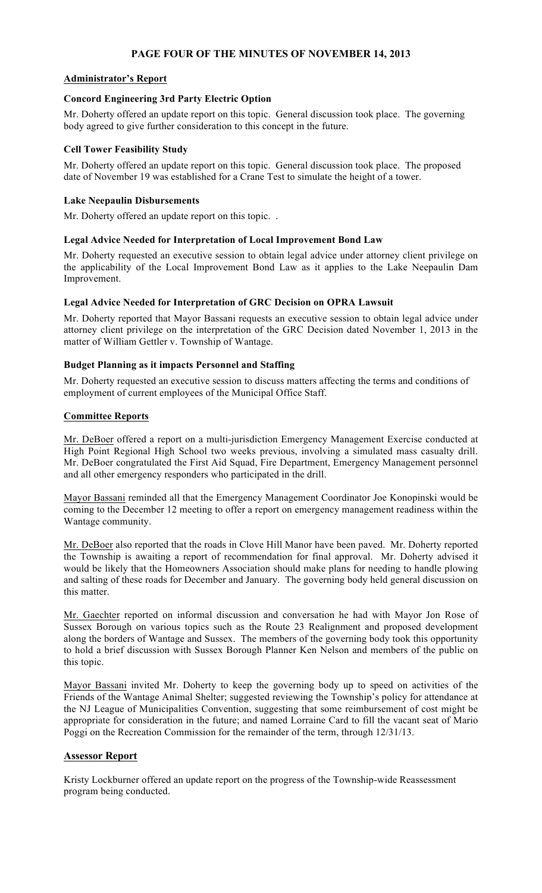# PAGE FOUR OF THE MINUTES OF NOVEMBER 14, 2013

## Administrator's Report

### Concord Engineering 3rd Party Electric Option

Mr. Doherty offered an update report on this topic. General discussion took place. The governing body agreed to give further consideration to this concept in the future.

### Cell Tower Feasibility Study

Mr. Doherty offered an update report on this topic. General discussion took place. The proposed date of November 19 was established for a Crane Test to simulate the height of a tower.

### Lake Neepaulin Disbursements

Mr. Doherty offered an update report on this topic. .

### Legal Advice Needed for Interpretation of Local Improvement Bond Law

Mr. Doherty requested an executive session to obtain legal advice under attorney client privilege on the applicability of the Local Improvement Bond Law as it applies to the Lake Neepaulin Dam Improvement.

### Legal Advice Needed for Interpretation of GRC Decision on OPRA Lawsuit

Mr. Doherty reported that Mayor Bassani requests an executive session to obtain legal advice under attorney client privilege on the interpretation of the GRC Decision dated November 1, 2013 in the matter of William Gettler v. Township of Wantage.

### Budget Planning as it impacts Personnel and Staffing

Mr. Doherty requested an executive session to discuss matters affecting the terms and conditions of employment of current employees of the Municipal Office Staff.

## Committee Reports

Mr. DeBoer offered a report on a multi-jurisdiction Emergency Management Exercise conducted at High Point Regional High School two weeks previous, involving a simulated mass casualty drill. Mr. DeBoer congratulated the First Aid Squad, Fire Department, Emergency Management personnel and all other emergency responders who participated in the drill.

Mayor Bassani reminded all that the Emergency Management Coordinator Joe Konopinski would be coming to the December 12 meeting to offer a report on emergency management readiness within the Wantage community.

Mr. DeBoer also reported that the roads in Clove Hill Manor have been paved. Mr. Doherty reported the Township is awaiting a report of recommendation for final approval. Mr. Doherty advised it would be likely that the Homeowners Association should make plans for needing to handle plowing and salting of these roads for December and January. The governing body held general discussion on this matter.

Mr. Gaechter reported on informal discussion and conversation he had with Mayor Jon Rose of Sussex Borough on various topics such as the Route 23 Realignment and proposed development along the borders of Wantage and Sussex. The members of the governing body took this opportunity to hold a brief discussion with Sussex Borough Planner Ken Nelson and members of the public on this topic.

Mayor Bassani invited Mr. Doherty to keep the governing body up to speed on activities of the Friends of the Wantage Animal Shelter; suggested reviewing the Township's policy for attendance at the NJ League of Municipalities Convention, suggesting that some reimbursement of cost might be appropriate for consideration in the future; and named Lorraine Card to fill the vacant seat of Mario Poggi on the Recreation Commission for the remainder of the term, through 12/31/13.

## Assessor Report

Kristy Lockburner offered an update report on the progress of the Township-wide Reassessment program being conducted.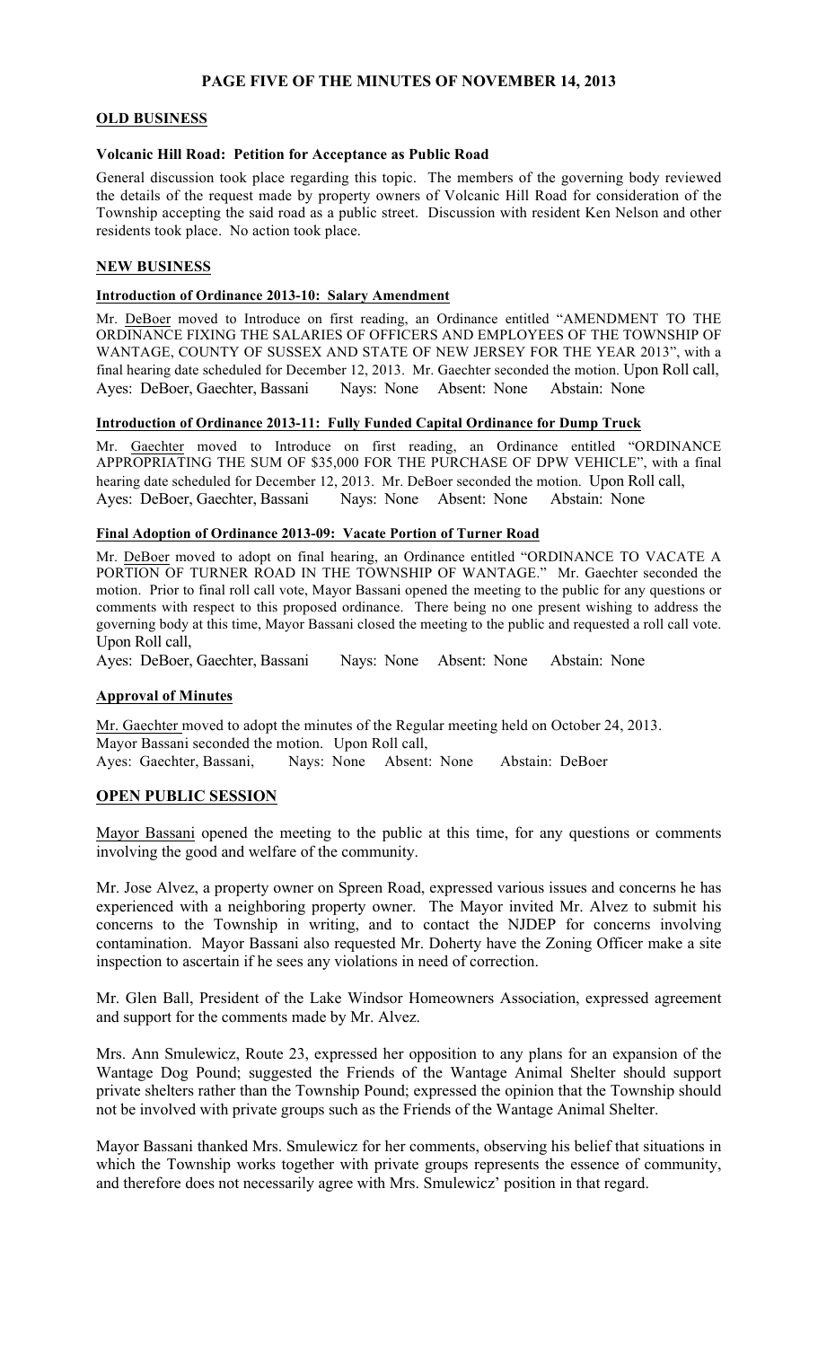**PAGE FIVE OF THE MINUTES OF NOVEMBER 14, 2013**

## OLD BUSINESS

### Volcanic Hill Road: Petition for Acceptance as Public Road

General discussion took place regarding this topic. The members of the governing body reviewed the details of the request made by property owners of Volcanic Hill Road for consideration of the Township accepting the said road as a public street. Discussion with resident Ken Nelson and other residents took place. No action took place.

## NEW BUSINESS

### Introduction of Ordinance 2013-10: Salary Amendment

Mr. DeBoer moved to Introduce on first reading, an Ordinance entitled "AMENDMENT TO THE ORDINANCE FIXING THE SALARIES OF OFFICERS AND EMPLOYEES OF THE TOWNSHIP OF WANTAGE, COUNTY OF SUSSEX AND STATE OF NEW JERSEY FOR THE YEAR 2013", with a final hearing date scheduled for December 12, 2013. Mr. Gaechter seconded the motion. Upon Roll call,
Ayes: DeBoer, Gaechter, Bassani Nays: None Absent: None Abstain: None

### Introduction of Ordinance 2013-11: Fully Funded Capital Ordinance for Dump Truck

Mr. Gaechter moved to Introduce on first reading, an Ordinance entitled "ORDINANCE APPROPRIATING THE SUM OF $35,000 FOR THE PURCHASE OF DPW VEHICLE", with a final hearing date scheduled for December 12, 2013. Mr. DeBoer seconded the motion. Upon Roll call,
Ayes: DeBoer, Gaechter, Bassani Nays: None Absent: None Abstain: None

### Final Adoption of Ordinance 2013-09: Vacate Portion of Turner Road

Mr. DeBoer moved to adopt on final hearing, an Ordinance entitled "ORDINANCE TO VACATE A PORTION OF TURNER ROAD IN THE TOWNSHIP OF WANTAGE." Mr. Gaechter seconded the motion. Prior to final roll call vote, Mayor Bassani opened the meeting to the public for any questions or comments with respect to this proposed ordinance. There being no one present wishing to address the governing body at this time, Mayor Bassani closed the meeting to the public and requested a roll call vote. Upon Roll call,
Ayes: DeBoer, Gaechter, Bassani Nays: None Absent: None Abstain: None

### Approval of Minutes

Mr. Gaechter moved to adopt the minutes of the Regular meeting held on October 24, 2013.
Mayor Bassani seconded the motion. Upon Roll call,
Ayes: Gaechter, Bassani, Nays: None Absent: None Abstain: DeBoer

## OPEN PUBLIC SESSION

Mayor Bassani opened the meeting to the public at this time, for any questions or comments involving the good and welfare of the community.

Mr. Jose Alvez, a property owner on Spreen Road, expressed various issues and concerns he has experienced with a neighboring property owner. The Mayor invited Mr. Alvez to submit his concerns to the Township in writing, and to contact the NJDEP for concerns involving contamination. Mayor Bassani also requested Mr. Doherty have the Zoning Officer make a site inspection to ascertain if he sees any violations in need of correction.

Mr. Glen Ball, President of the Lake Windsor Homeowners Association, expressed agreement and support for the comments made by Mr. Alvez.

Mrs. Ann Smulewicz, Route 23, expressed her opposition to any plans for an expansion of the Wantage Dog Pound; suggested the Friends of the Wantage Animal Shelter should support private shelters rather than the Township Pound; expressed the opinion that the Township should not be involved with private groups such as the Friends of the Wantage Animal Shelter.

Mayor Bassani thanked Mrs. Smulewicz for her comments, observing his belief that situations in which the Township works together with private groups represents the essence of community, and therefore does not necessarily agree with Mrs. Smulewicz' position in that regard.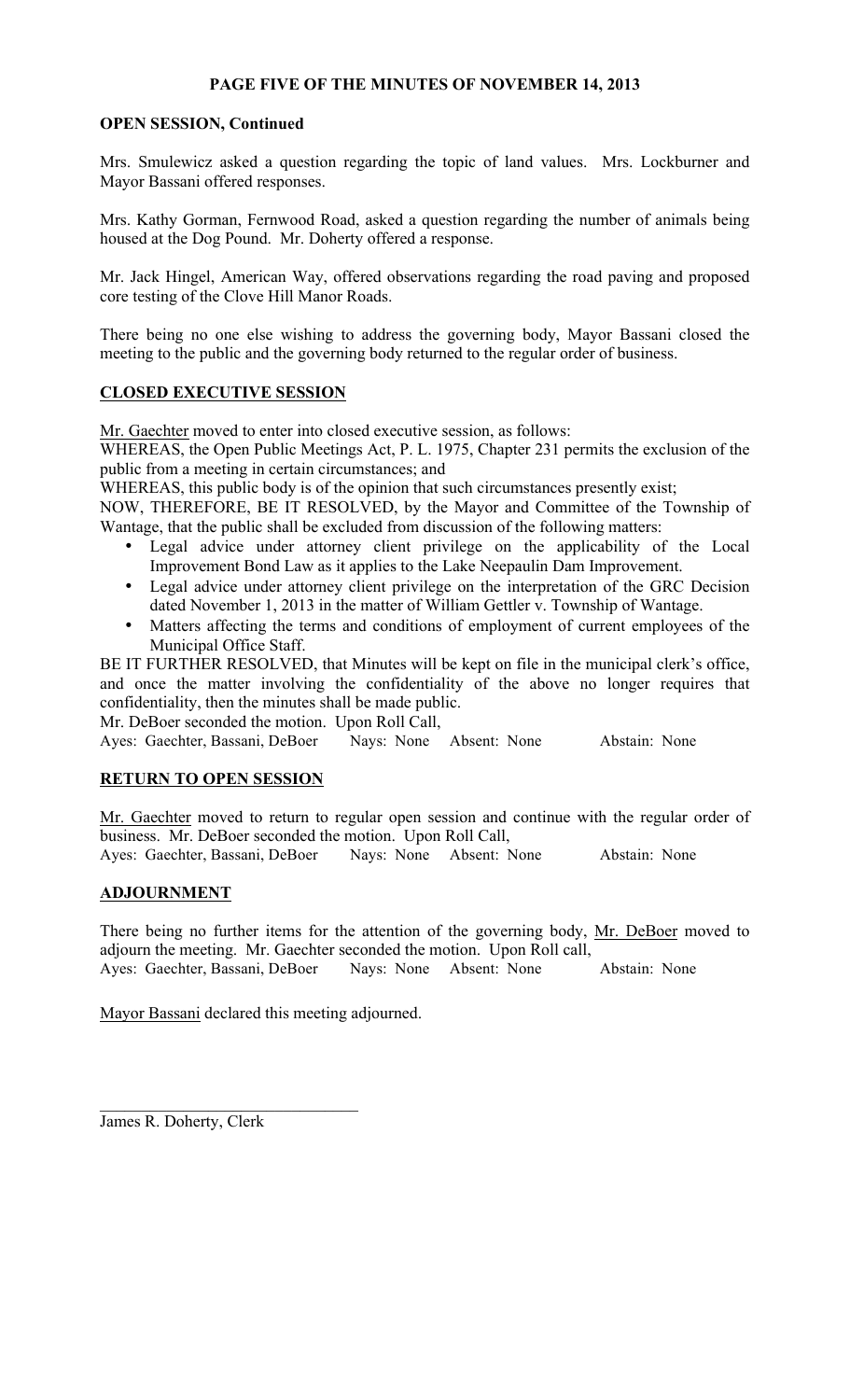**OPEN SESSION, Continued**

Mrs. Smulewicz asked a question regarding the topic of land values. Mrs. Lockburner and Mayor Bassani offered responses.

Mrs. Kathy Gorman, Fernwood Road, asked a question regarding the number of animals being housed at the Dog Pound. Mr. Doherty offered a response.

Mr. Jack Hingel, American Way, offered observations regarding the road paving and proposed core testing of the Clove Hill Manor Roads.

There being no one else wishing to address the governing body, Mayor Bassani closed the meeting to the public and the governing body returned to the regular order of business.

## CLOSED EXECUTIVE SESSION

Mr. Gaechter moved to enter into closed executive session, as follows:

WHEREAS, the Open Public Meetings Act, P. L. 1975, Chapter 231 permits the exclusion of the public from a meeting in certain circumstances; and

WHEREAS, this public body is of the opinion that such circumstances presently exist;

NOW, THEREFORE, BE IT RESOLVED, by the Mayor and Committee of the Township of Wantage, that the public shall be excluded from discussion of the following matters:

- Legal advice under attorney client privilege on the applicability of the Local Improvement Bond Law as it applies to the Lake Neepaulin Dam Improvement.
- Legal advice under attorney client privilege on the interpretation of the GRC Decision dated November 1, 2013 in the matter of William Gettler v. Township of Wantage.
- Matters affecting the terms and conditions of employment of current employees of the Municipal Office Staff.

BE IT FURTHER RESOLVED, that Minutes will be kept on file in the municipal clerk's office, and once the matter involving the confidentiality of the above no longer requires that confidentiality, then the minutes shall be made public.

Mr. DeBoer seconded the motion. Upon Roll Call,

Ayes: Gaechter, Bassani, DeBoer   Nays: None   Absent: None   Abstain: None

## RETURN TO OPEN SESSION

Mr. Gaechter moved to return to regular open session and continue with the regular order of business. Mr. DeBoer seconded the motion. Upon Roll Call,

Ayes: Gaechter, Bassani, DeBoer   Nays: None   Absent: None   Abstain: None

## ADJOURNMENT

There being no further items for the attention of the governing body, Mr. DeBoer moved to adjourn the meeting. Mr. Gaechter seconded the motion. Upon Roll call,

Ayes: Gaechter, Bassani, DeBoer   Nays: None   Absent: None   Abstain: None

Mayor Bassani declared this meeting adjourned.

\_\_\_\_\_\_\_\_\_\_\_\_\_\_\_\_\_\_\_\_\_\_\_\_\_\_\_\_\_\_

James R. Doherty, Clerk